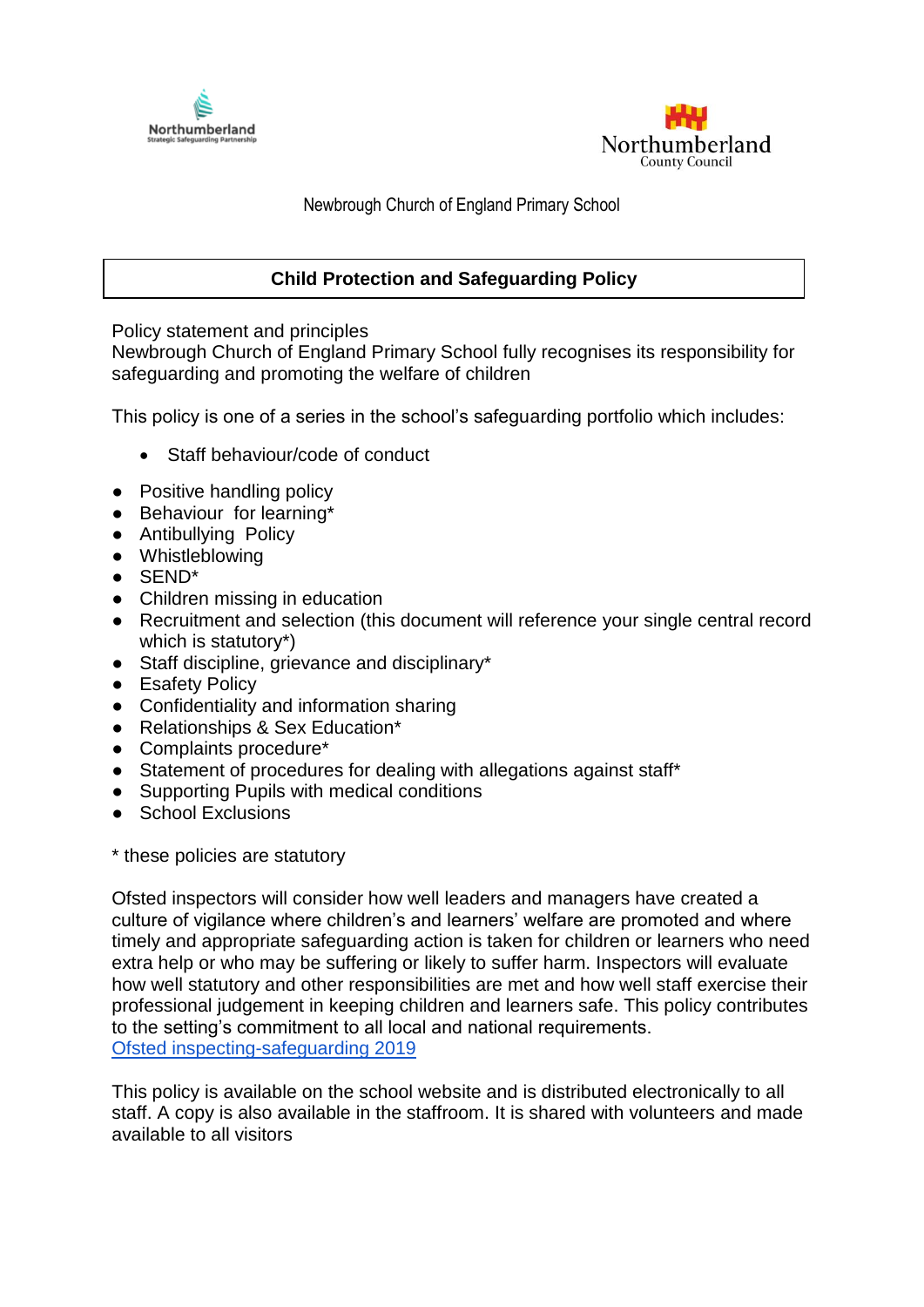Northumberland Strategic Safeguarding Partnership

Northumberland County Council

Newbrough Church of England Primary School

# Child Protection and Safeguarding Policy

Policy statement and principles

Newbrough Church of England Primary School fully recognises its responsibility for safeguarding and promoting the welfare of children

This policy is one of a series in the school's safeguarding portfolio which includes:

- Staff behaviour/code of conduct
- Positive handling policy
- Behaviour for learning*
- Antibullying Policy
- Whistleblowing
- SEND*
- Children missing in education
- Recruitment and selection (this document will reference your single central record which is statutory*)
- Staff discipline, grievance and disciplinary*
- Esafety Policy
- Confidentiality and information sharing
- Relationships & Sex Education*
- Complaints procedure*
- Statement of procedures for dealing with allegations against staff*
- Supporting Pupils with medical conditions
- School Exclusions

* these policies are statutory

Ofsted inspectors will consider how well leaders and managers have created a culture of vigilance where children's and learners' welfare are promoted and where timely and appropriate safeguarding action is taken for children or learners who need extra help or who may be suffering or likely to suffer harm. Inspectors will evaluate how well statutory and other responsibilities are met and how well staff exercise their professional judgement in keeping children and learners safe. This policy contributes to the setting's commitment to all local and national requirements.
Ofsted inspecting-safeguarding 2019

This policy is available on the school website and is distributed electronically to all staff. A copy is also available in the staffroom. It is shared with volunteers and made available to all visitors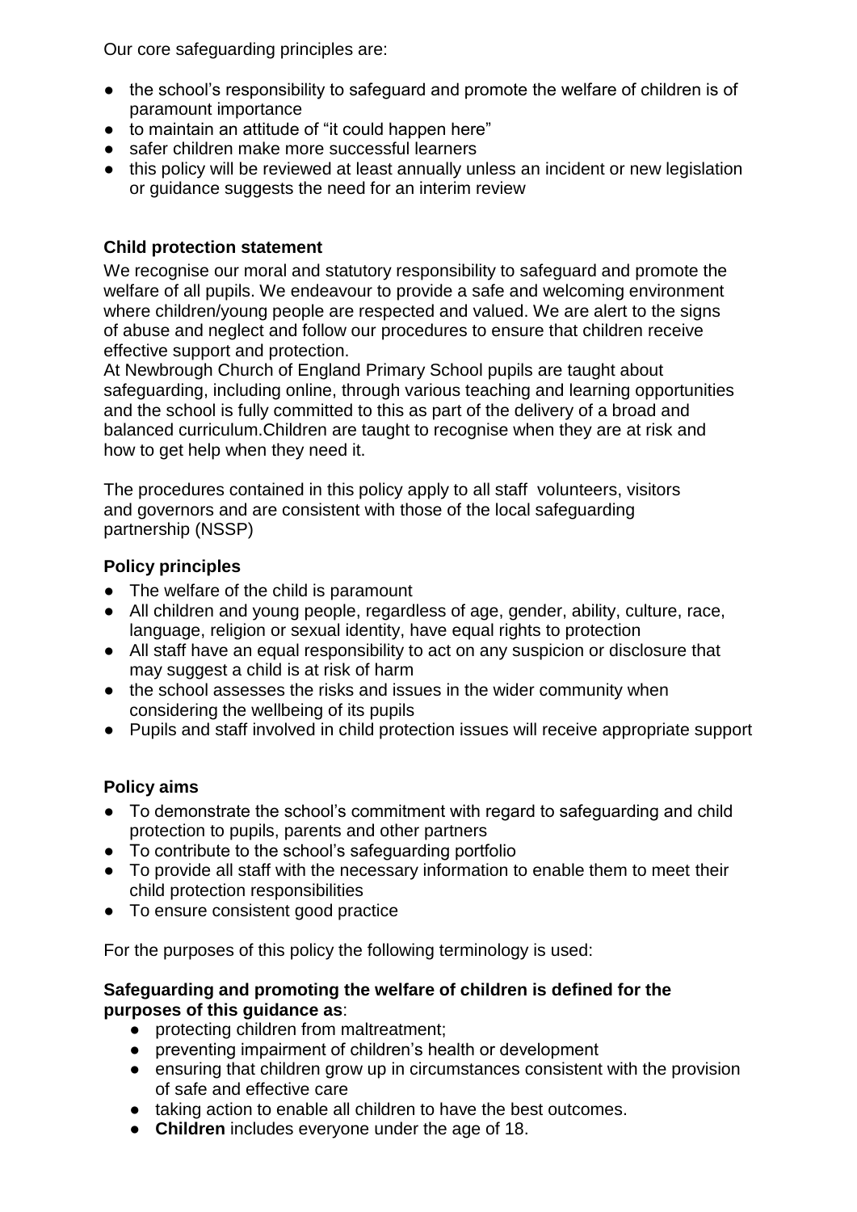Our core safeguarding principles are:

- the school's responsibility to safeguard and promote the welfare of children is of paramount importance
- to maintain an attitude of "it could happen here"
- safer children make more successful learners
- this policy will be reviewed at least annually unless an incident or new legislation or guidance suggests the need for an interim review

### Child protection statement

We recognise our moral and statutory responsibility to safeguard and promote the welfare of all pupils. We endeavour to provide a safe and welcoming environment where children/young people are respected and valued. We are alert to the signs of abuse and neglect and follow our procedures to ensure that children receive effective support and protection.

At Newbrough Church of England Primary School pupils are taught about safeguarding, including online, through various teaching and learning opportunities and the school is fully committed to this as part of the delivery of a broad and balanced curriculum.Children are taught to recognise when they are at risk and how to get help when they need it.

The procedures contained in this policy apply to all staff volunteers, visitors and governors and are consistent with those of the local safeguarding partnership (NSSP)

### Policy principles

- The welfare of the child is paramount
- All children and young people, regardless of age, gender, ability, culture, race, language, religion or sexual identity, have equal rights to protection
- All staff have an equal responsibility to act on any suspicion or disclosure that may suggest a child is at risk of harm
- the school assesses the risks and issues in the wider community when considering the wellbeing of its pupils
- Pupils and staff involved in child protection issues will receive appropriate support

### Policy aims

- To demonstrate the school's commitment with regard to safeguarding and child protection to pupils, parents and other partners
- To contribute to the school's safeguarding portfolio
- To provide all staff with the necessary information to enable them to meet their child protection responsibilities
- To ensure consistent good practice

For the purposes of this policy the following terminology is used:

**Safeguarding and promoting the welfare of children is defined for the purposes of this guidance as**:

- protecting children from maltreatment;
- preventing impairment of children's health or development
- ensuring that children grow up in circumstances consistent with the provision of safe and effective care
- taking action to enable all children to have the best outcomes.
- **Children** includes everyone under the age of 18.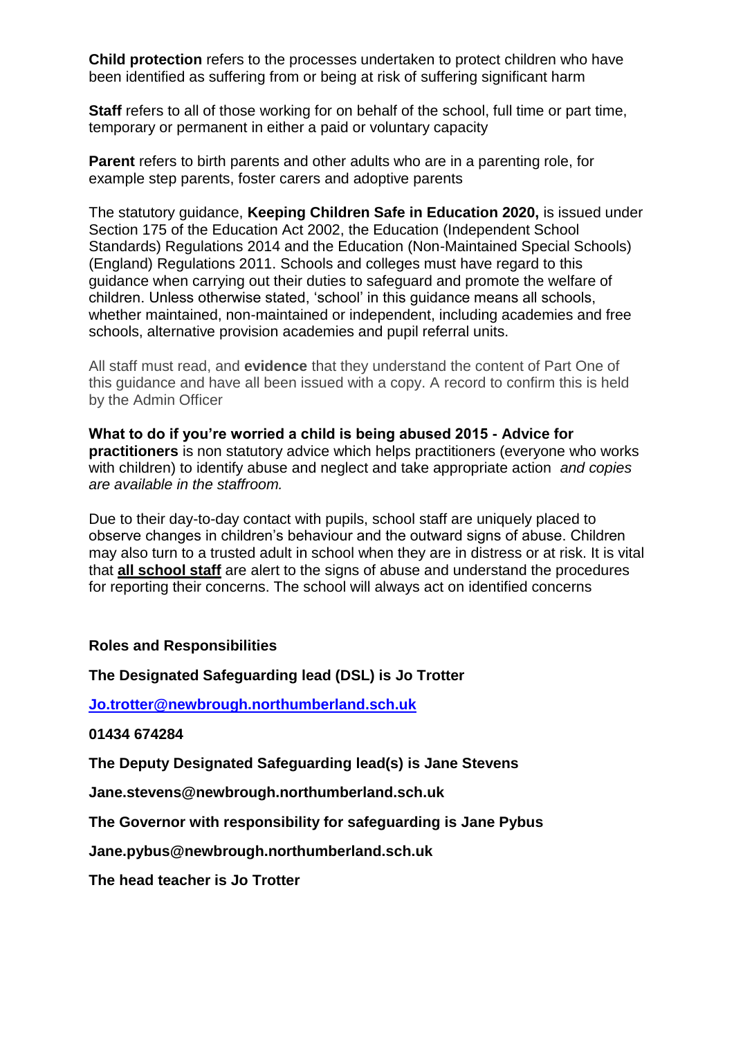**Child protection** refers to the processes undertaken to protect children who have been identified as suffering from or being at risk of suffering significant harm

**Staff** refers to all of those working for on behalf of the school, full time or part time, temporary or permanent in either a paid or voluntary capacity

**Parent** refers to birth parents and other adults who are in a parenting role, for example step parents, foster carers and adoptive parents

The statutory guidance, **Keeping Children Safe in Education 2020,** is issued under Section 175 of the Education Act 2002, the Education (Independent School Standards) Regulations 2014 and the Education (Non-Maintained Special Schools) (England) Regulations 2011. Schools and colleges must have regard to this guidance when carrying out their duties to safeguard and promote the welfare of children. Unless otherwise stated, 'school' in this guidance means all schools, whether maintained, non-maintained or independent, including academies and free schools, alternative provision academies and pupil referral units.

All staff must read, and **evidence** that they understand the content of Part One of this guidance and have all been issued with a copy. A record to confirm this is held by the Admin Officer

**What to do if you're worried a child is being abused 2015 - Advice for practitioners** is non statutory advice which helps practitioners (everyone who works with children) to identify abuse and neglect and take appropriate action *and copies are available in the staffroom.*

Due to their day-to-day contact with pupils, school staff are uniquely placed to observe changes in children's behaviour and the outward signs of abuse. Children may also turn to a trusted adult in school when they are in distress or at risk. It is vital that **all school staff** are alert to the signs of abuse and understand the procedures for reporting their concerns. The school will always act on identified concerns

**Roles and Responsibilities**

**The Designated Safeguarding lead (DSL) is Jo Trotter**

**Jo.trotter@newbrough.northumberland.sch.uk**

**01434 674284**

**The Deputy Designated Safeguarding lead(s) is Jane Stevens**

**Jane.stevens@newbrough.northumberland.sch.uk**

**The Governor with responsibility for safeguarding is Jane Pybus**

**Jane.pybus@newbrough.northumberland.sch.uk**

**The head teacher is Jo Trotter**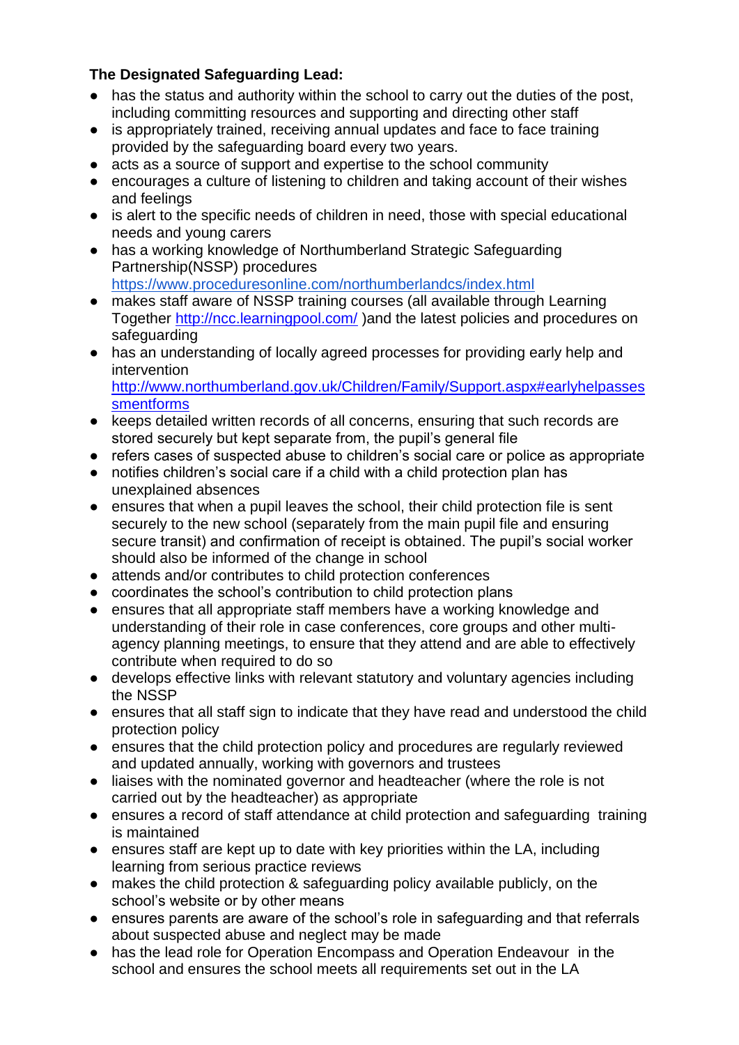**The Designated Safeguarding Lead:**

- has the status and authority within the school to carry out the duties of the post, including committing resources and supporting and directing other staff
- is appropriately trained, receiving annual updates and face to face training provided by the safeguarding board every two years.
- acts as a source of support and expertise to the school community
- encourages a culture of listening to children and taking account of their wishes and feelings
- is alert to the specific needs of children in need, those with special educational needs and young carers
- has a working knowledge of Northumberland Strategic Safeguarding Partnership(NSSP) procedures [https://www.proceduresonline.com/northumberlandcs/index.html](https://www.proceduresonline.com/northumberlandcs/index.html)
- makes staff aware of NSSP training courses (all available through Learning Together [http://ncc.learningpool.com/](http://ncc.learningpool.com/) )and the latest policies and procedures on safeguarding
- has an understanding of locally agreed processes for providing early help and intervention [http://www.northumberland.gov.uk/Children/Family/Support.aspx#earlyhelpassessmentforms](http://www.northumberland.gov.uk/Children/Family/Support.aspx#earlyhelpassessmentforms)
- keeps detailed written records of all concerns, ensuring that such records are stored securely but kept separate from, the pupil's general file
- refers cases of suspected abuse to children's social care or police as appropriate
- notifies children's social care if a child with a child protection plan has unexplained absences
- ensures that when a pupil leaves the school, their child protection file is sent securely to the new school (separately from the main pupil file and ensuring secure transit) and confirmation of receipt is obtained. The pupil's social worker should also be informed of the change in school
- attends and/or contributes to child protection conferences
- coordinates the school's contribution to child protection plans
- ensures that all appropriate staff members have a working knowledge and understanding of their role in case conferences, core groups and other multi-agency planning meetings, to ensure that they attend and are able to effectively contribute when required to do so
- develops effective links with relevant statutory and voluntary agencies including the NSSP
- ensures that all staff sign to indicate that they have read and understood the child protection policy
- ensures that the child protection policy and procedures are regularly reviewed and updated annually, working with governors and trustees
- liaises with the nominated governor and headteacher (where the role is not carried out by the headteacher) as appropriate
- ensures a record of staff attendance at child protection and safeguarding training is maintained
- ensures staff are kept up to date with key priorities within the LA, including learning from serious practice reviews
- makes the child protection & safeguarding policy available publicly, on the school's website or by other means
- ensures parents are aware of the school's role in safeguarding and that referrals about suspected abuse and neglect may be made
- has the lead role for Operation Encompass and Operation Endeavour in the school and ensures the school meets all requirements set out in the LA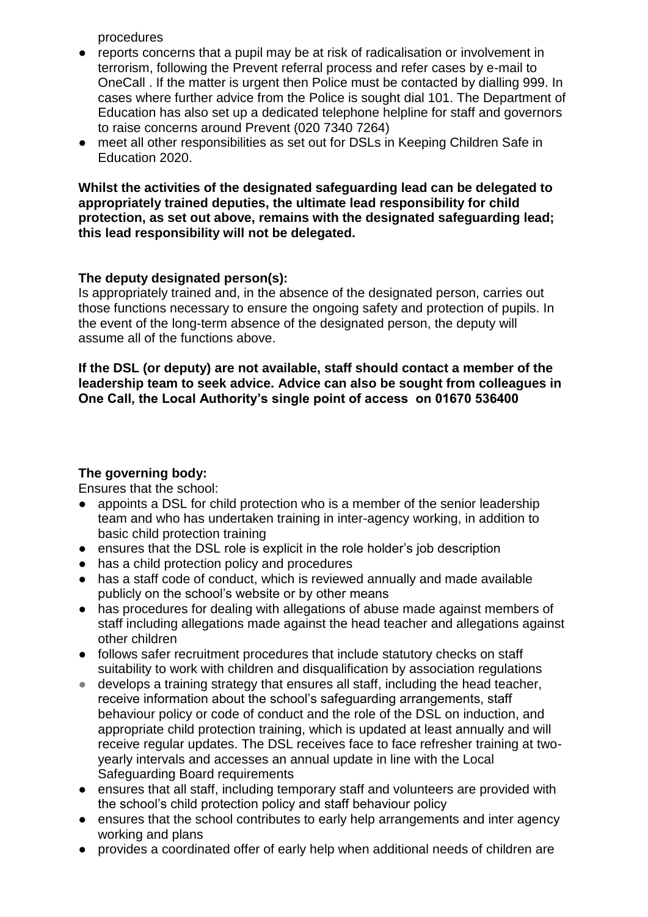procedures

- reports concerns that a pupil may be at risk of radicalisation or involvement in terrorism, following the Prevent referral process and refer cases by e-mail to OneCall . If the matter is urgent then Police must be contacted by dialling 999. In cases where further advice from the Police is sought dial 101. The Department of Education has also set up a dedicated telephone helpline for staff and governors to raise concerns around Prevent (020 7340 7264)
- meet all other responsibilities as set out for DSLs in Keeping Children Safe in Education 2020.

**Whilst the activities of the designated safeguarding lead can be delegated to appropriately trained deputies, the ultimate lead responsibility for child protection, as set out above, remains with the designated safeguarding lead; this lead responsibility will not be delegated.**

**The deputy designated person(s):**
Is appropriately trained and, in the absence of the designated person, carries out those functions necessary to ensure the ongoing safety and protection of pupils. In the event of the long-term absence of the designated person, the deputy will assume all of the functions above.

**If the DSL (or deputy) are not available, staff should contact a member of the leadership team to seek advice. Advice can also be sought from colleagues in One Call, the Local Authority's single point of access on 01670 536400**

**The governing body:**
Ensures that the school:

- appoints a DSL for child protection who is a member of the senior leadership team and who has undertaken training in inter-agency working, in addition to basic child protection training
- ensures that the DSL role is explicit in the role holder's job description
- has a child protection policy and procedures
- has a staff code of conduct, which is reviewed annually and made available publicly on the school's website or by other means
- has procedures for dealing with allegations of abuse made against members of staff including allegations made against the head teacher and allegations against other children
- follows safer recruitment procedures that include statutory checks on staff suitability to work with children and disqualification by association regulations
- develops a training strategy that ensures all staff, including the head teacher, receive information about the school's safeguarding arrangements, staff behaviour policy or code of conduct and the role of the DSL on induction, and appropriate child protection training, which is updated at least annually and will receive regular updates. The DSL receives face to face refresher training at two-yearly intervals and accesses an annual update in line with the Local Safeguarding Board requirements
- ensures that all staff, including temporary staff and volunteers are provided with the school's child protection policy and staff behaviour policy
- ensures that the school contributes to early help arrangements and inter agency working and plans
- provides a coordinated offer of early help when additional needs of children are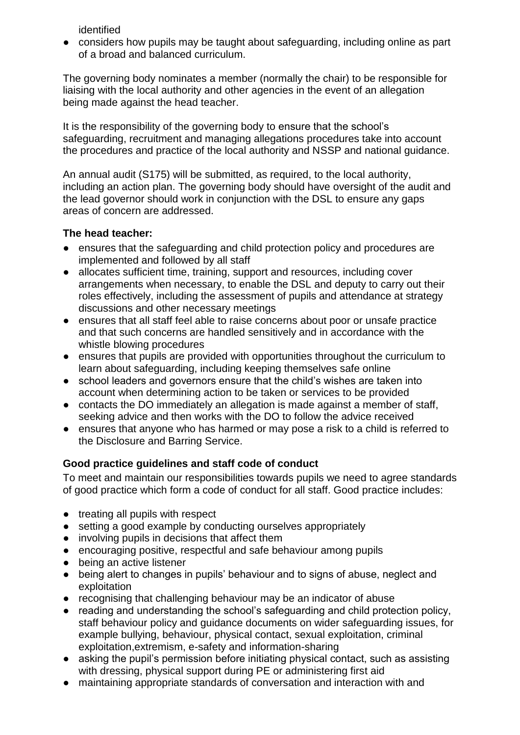identified

- considers how pupils may be taught about safeguarding, including online as part of a broad and balanced curriculum.

The governing body nominates a member (normally the chair) to be responsible for liaising with the local authority and other agencies in the event of an allegation being made against the head teacher.

It is the responsibility of the governing body to ensure that the school's safeguarding, recruitment and managing allegations procedures take into account the procedures and practice of the local authority and NSSP and national guidance.

An annual audit (S175) will be submitted, as required, to the local authority, including an action plan. The governing body should have oversight of the audit and the lead governor should work in conjunction with the DSL to ensure any gaps areas of concern are addressed.

**The head teacher:**

- ensures that the safeguarding and child protection policy and procedures are implemented and followed by all staff
- allocates sufficient time, training, support and resources, including cover arrangements when necessary, to enable the DSL and deputy to carry out their roles effectively, including the assessment of pupils and attendance at strategy discussions and other necessary meetings
- ensures that all staff feel able to raise concerns about poor or unsafe practice and that such concerns are handled sensitively and in accordance with the whistle blowing procedures
- ensures that pupils are provided with opportunities throughout the curriculum to learn about safeguarding, including keeping themselves safe online
- school leaders and governors ensure that the child's wishes are taken into account when determining action to be taken or services to be provided
- contacts the DO immediately an allegation is made against a member of staff, seeking advice and then works with the DO to follow the advice received
- ensures that anyone who has harmed or may pose a risk to a child is referred to the Disclosure and Barring Service.

**Good practice guidelines and staff code of conduct**

To meet and maintain our responsibilities towards pupils we need to agree standards of good practice which form a code of conduct for all staff. Good practice includes:

- treating all pupils with respect
- setting a good example by conducting ourselves appropriately
- involving pupils in decisions that affect them
- encouraging positive, respectful and safe behaviour among pupils
- being an active listener
- being alert to changes in pupils' behaviour and to signs of abuse, neglect and exploitation
- recognising that challenging behaviour may be an indicator of abuse
- reading and understanding the school's safeguarding and child protection policy, staff behaviour policy and guidance documents on wider safeguarding issues, for example bullying, behaviour, physical contact, sexual exploitation, criminal exploitation,extremism, e-safety and information-sharing
- asking the pupil's permission before initiating physical contact, such as assisting with dressing, physical support during PE or administering first aid
- maintaining appropriate standards of conversation and interaction with and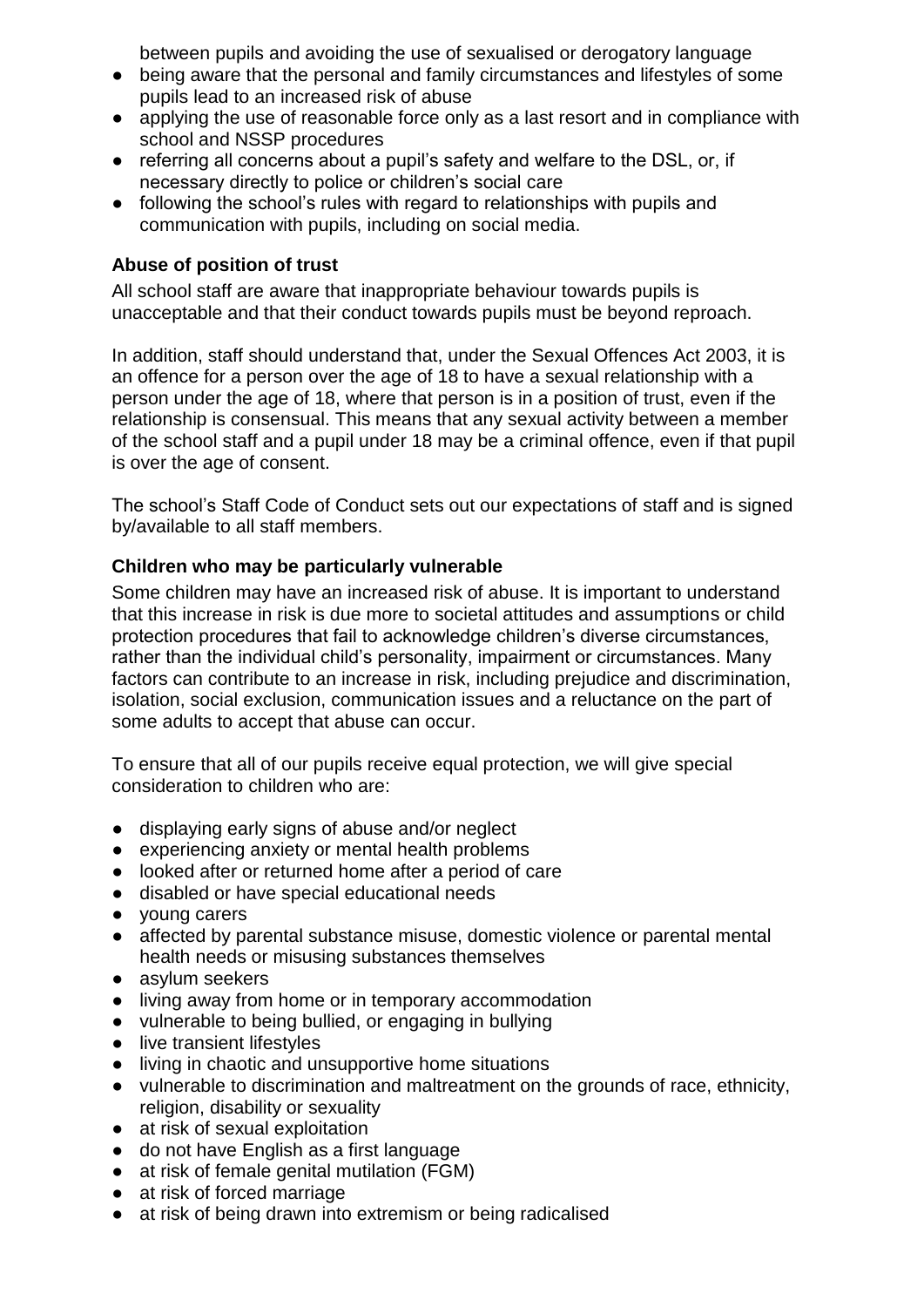between pupils and avoiding the use of sexualised or derogatory language

- being aware that the personal and family circumstances and lifestyles of some pupils lead to an increased risk of abuse
- applying the use of reasonable force only as a last resort and in compliance with school and NSSP procedures
- referring all concerns about a pupil's safety and welfare to the DSL, or, if necessary directly to police or children's social care
- following the school's rules with regard to relationships with pupils and communication with pupils, including on social media.

**Abuse of position of trust**

All school staff are aware that inappropriate behaviour towards pupils is unacceptable and that their conduct towards pupils must be beyond reproach.

In addition, staff should understand that, under the Sexual Offences Act 2003, it is an offence for a person over the age of 18 to have a sexual relationship with a person under the age of 18, where that person is in a position of trust, even if the relationship is consensual. This means that any sexual activity between a member of the school staff and a pupil under 18 may be a criminal offence, even if that pupil is over the age of consent.

The school's Staff Code of Conduct sets out our expectations of staff and is signed by/available to all staff members.

**Children who may be particularly vulnerable**

Some children may have an increased risk of abuse. It is important to understand that this increase in risk is due more to societal attitudes and assumptions or child protection procedures that fail to acknowledge children's diverse circumstances, rather than the individual child's personality, impairment or circumstances. Many factors can contribute to an increase in risk, including prejudice and discrimination, isolation, social exclusion, communication issues and a reluctance on the part of some adults to accept that abuse can occur.

To ensure that all of our pupils receive equal protection, we will give special consideration to children who are:

- displaying early signs of abuse and/or neglect
- experiencing anxiety or mental health problems
- looked after or returned home after a period of care
- disabled or have special educational needs
- young carers
- affected by parental substance misuse, domestic violence or parental mental health needs or misusing substances themselves
- asylum seekers
- living away from home or in temporary accommodation
- vulnerable to being bullied, or engaging in bullying
- live transient lifestyles
- living in chaotic and unsupportive home situations
- vulnerable to discrimination and maltreatment on the grounds of race, ethnicity, religion, disability or sexuality
- at risk of sexual exploitation
- do not have English as a first language
- at risk of female genital mutilation (FGM)
- at risk of forced marriage
- at risk of being drawn into extremism or being radicalised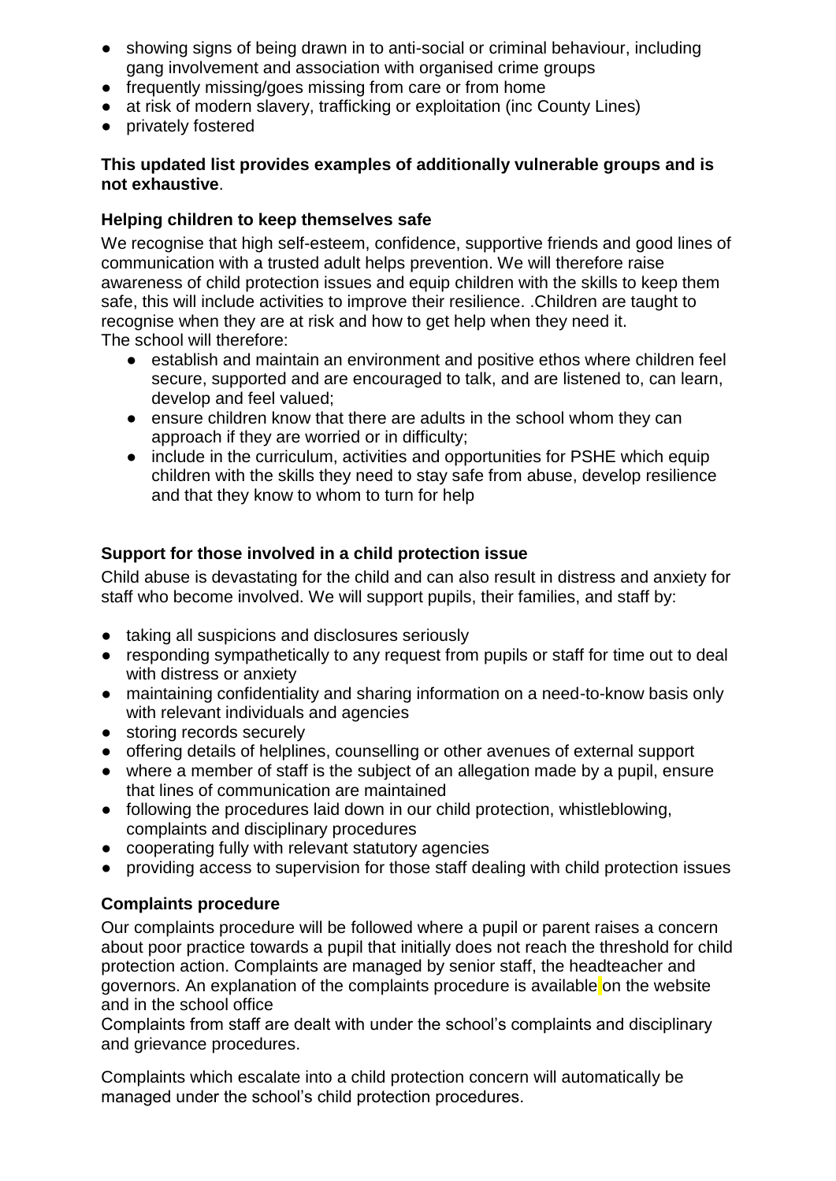- showing signs of being drawn in to anti-social or criminal behaviour, including gang involvement and association with organised crime groups
- frequently missing/goes missing from care or from home
- at risk of modern slavery, trafficking or exploitation (inc County Lines)
- privately fostered

**This updated list provides examples of additionally vulnerable groups and is not exhaustive**.

### Helping children to keep themselves safe

We recognise that high self-esteem, confidence, supportive friends and good lines of communication with a trusted adult helps prevention. We will therefore raise awareness of child protection issues and equip children with the skills to keep them safe, this will include activities to improve their resilience. .Children are taught to recognise when they are at risk and how to get help when they need it.
The school will therefore:

- establish and maintain an environment and positive ethos where children feel secure, supported and are encouraged to talk, and are listened to, can learn, develop and feel valued;
- ensure children know that there are adults in the school whom they can approach if they are worried or in difficulty;
- include in the curriculum, activities and opportunities for PSHE which equip children with the skills they need to stay safe from abuse, develop resilience and that they know to whom to turn for help

### Support for those involved in a child protection issue

Child abuse is devastating for the child and can also result in distress and anxiety for staff who become involved. We will support pupils, their families, and staff by:

- taking all suspicions and disclosures seriously
- responding sympathetically to any request from pupils or staff for time out to deal with distress or anxiety
- maintaining confidentiality and sharing information on a need-to-know basis only with relevant individuals and agencies
- storing records securely
- offering details of helplines, counselling or other avenues of external support
- where a member of staff is the subject of an allegation made by a pupil, ensure that lines of communication are maintained
- following the procedures laid down in our child protection, whistleblowing, complaints and disciplinary procedures
- cooperating fully with relevant statutory agencies
- providing access to supervision for those staff dealing with child protection issues

### Complaints procedure

Our complaints procedure will be followed where a pupil or parent raises a concern about poor practice towards a pupil that initially does not reach the threshold for child protection action. Complaints are managed by senior staff, the headteacher and governors. An explanation of the complaints procedure is available on the website and in the school office

Complaints from staff are dealt with under the school's complaints and disciplinary and grievance procedures.

Complaints which escalate into a child protection concern will automatically be managed under the school's child protection procedures.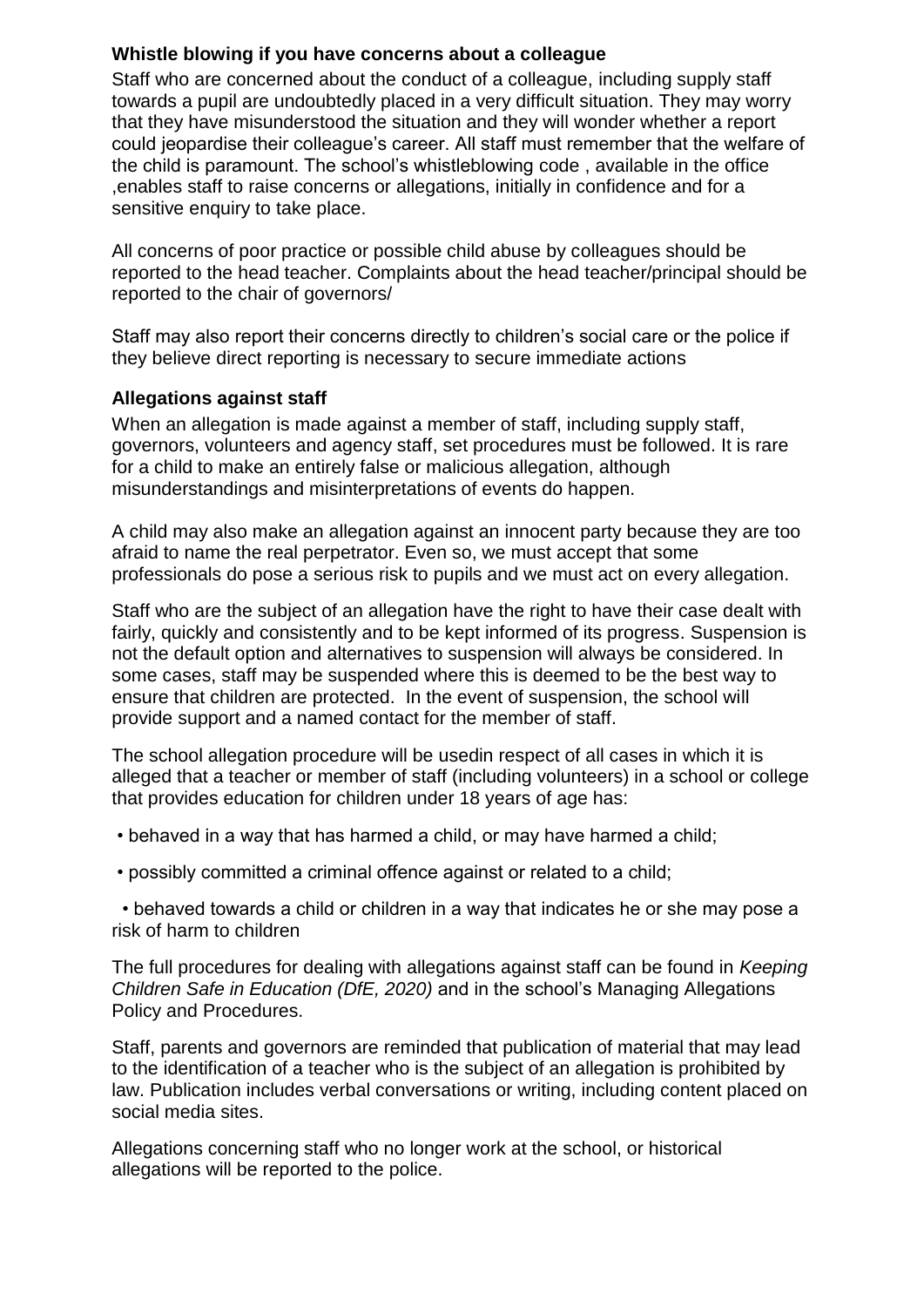### Whistle blowing if you have concerns about a colleague

Staff who are concerned about the conduct of a colleague, including supply staff towards a pupil are undoubtedly placed in a very difficult situation. They may worry that they have misunderstood the situation and they will wonder whether a report could jeopardise their colleague's career. All staff must remember that the welfare of the child is paramount. The school's whistleblowing code , available in the office ,enables staff to raise concerns or allegations, initially in confidence and for a sensitive enquiry to take place.

All concerns of poor practice or possible child abuse by colleagues should be reported to the head teacher. Complaints about the head teacher/principal should be reported to the chair of governors/

Staff may also report their concerns directly to children's social care or the police if they believe direct reporting is necessary to secure immediate actions

### Allegations against staff

When an allegation is made against a member of staff, including supply staff, governors, volunteers and agency staff, set procedures must be followed. It is rare for a child to make an entirely false or malicious allegation, although misunderstandings and misinterpretations of events do happen.

A child may also make an allegation against an innocent party because they are too afraid to name the real perpetrator. Even so, we must accept that some professionals do pose a serious risk to pupils and we must act on every allegation.

Staff who are the subject of an allegation have the right to have their case dealt with fairly, quickly and consistently and to be kept informed of its progress. Suspension is not the default option and alternatives to suspension will always be considered. In some cases, staff may be suspended where this is deemed to be the best way to ensure that children are protected. In the event of suspension, the school will provide support and a named contact for the member of staff.

The school allegation procedure will be usedin in respect of all cases in which it is alleged that a teacher or member of staff (including volunteers) in a school or college that provides education for children under 18 years of age has:

- behaved in a way that has harmed a child, or may have harmed a child;
- possibly committed a criminal offence against or related to a child;
- behaved towards a child or children in a way that indicates he or she may pose a risk of harm to children

The full procedures for dealing with allegations against staff can be found in *Keeping Children Safe in Education (DfE, 2020)* and in the school's Managing Allegations Policy and Procedures.

Staff, parents and governors are reminded that publication of material that may lead to the identification of a teacher who is the subject of an allegation is prohibited by law. Publication includes verbal conversations or writing, including content placed on social media sites.

Allegations concerning staff who no longer work at the school, or historical allegations will be reported to the police.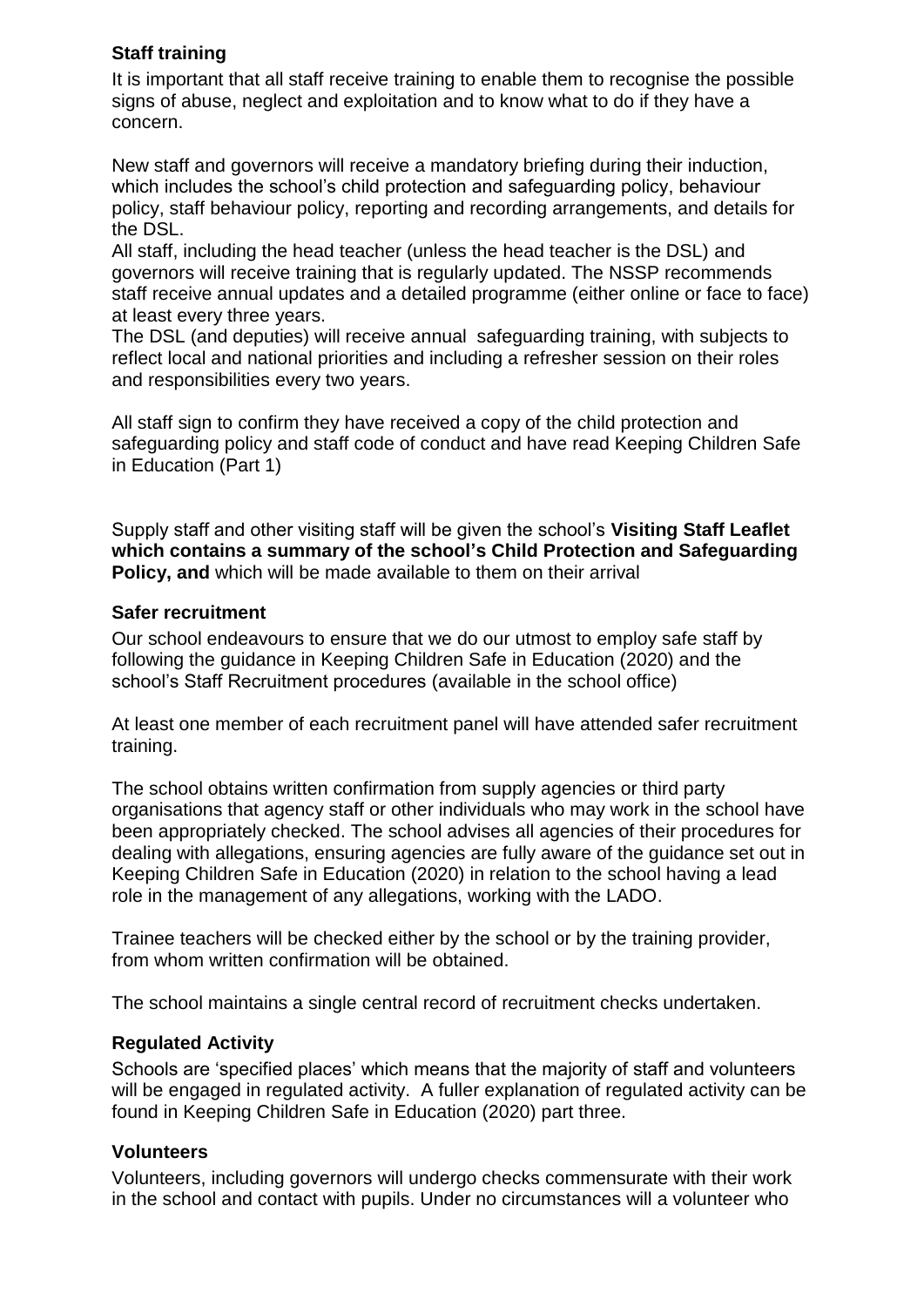### Staff training

It is important that all staff receive training to enable them to recognise the possible signs of abuse, neglect and exploitation and to know what to do if they have a concern.

New staff and governors will receive a mandatory briefing during their induction, which includes the school's child protection and safeguarding policy, behaviour policy, staff behaviour policy, reporting and recording arrangements, and details for the DSL.

All staff, including the head teacher (unless the head teacher is the DSL) and governors will receive training that is regularly updated. The NSSP recommends staff receive annual updates and a detailed programme (either online or face to face) at least every three years.

The DSL (and deputies) will receive annual safeguarding training, with subjects to reflect local and national priorities and including a refresher session on their roles and responsibilities every two years.

All staff sign to confirm they have received a copy of the child protection and safeguarding policy and staff code of conduct and have read Keeping Children Safe in Education (Part 1)

Supply staff and other visiting staff will be given the school's **Visiting Staff Leaflet which contains a summary of the school's Child Protection and Safeguarding Policy, and** which will be made available to them on their arrival

### Safer recruitment

Our school endeavours to ensure that we do our utmost to employ safe staff by following the guidance in Keeping Children Safe in Education (2020) and the school's Staff Recruitment procedures (available in the school office)

At least one member of each recruitment panel will have attended safer recruitment training.

The school obtains written confirmation from supply agencies or third party organisations that agency staff or other individuals who may work in the school have been appropriately checked. The school advises all agencies of their procedures for dealing with allegations, ensuring agencies are fully aware of the guidance set out in Keeping Children Safe in Education (2020) in relation to the school having a lead role in the management of any allegations, working with the LADO.

Trainee teachers will be checked either by the school or by the training provider, from whom written confirmation will be obtained.

The school maintains a single central record of recruitment checks undertaken.

### Regulated Activity

Schools are 'specified places' which means that the majority of staff and volunteers will be engaged in regulated activity. A fuller explanation of regulated activity can be found in Keeping Children Safe in Education (2020) part three.

### Volunteers

Volunteers, including governors will undergo checks commensurate with their work in the school and contact with pupils. Under no circumstances will a volunteer who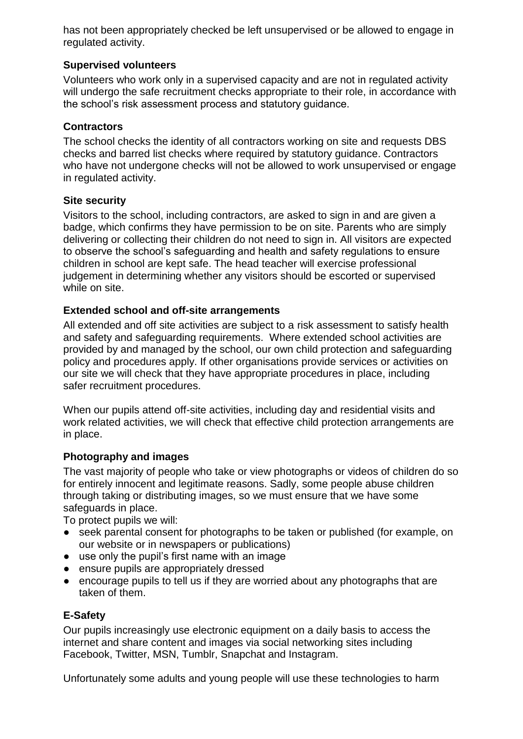has not been appropriately checked be left unsupervised or be allowed to engage in regulated activity.

**Supervised volunteers**

Volunteers who work only in a supervised capacity and are not in regulated activity will undergo the safe recruitment checks appropriate to their role, in accordance with the school's risk assessment process and statutory guidance.

**Contractors**

The school checks the identity of all contractors working on site and requests DBS checks and barred list checks where required by statutory guidance. Contractors who have not undergone checks will not be allowed to work unsupervised or engage in regulated activity.

**Site security**

Visitors to the school, including contractors, are asked to sign in and are given a badge, which confirms they have permission to be on site. Parents who are simply delivering or collecting their children do not need to sign in. All visitors are expected to observe the school's safeguarding and health and safety regulations to ensure children in school are kept safe. The head teacher will exercise professional judgement in determining whether any visitors should be escorted or supervised while on site.

**Extended school and off-site arrangements**

All extended and off site activities are subject to a risk assessment to satisfy health and safety and safeguarding requirements. Where extended school activities are provided by and managed by the school, our own child protection and safeguarding policy and procedures apply. If other organisations provide services or activities on our site we will check that they have appropriate procedures in place, including safer recruitment procedures.

When our pupils attend off-site activities, including day and residential visits and work related activities, we will check that effective child protection arrangements are in place.

**Photography and images**

The vast majority of people who take or view photographs or videos of children do so for entirely innocent and legitimate reasons. Sadly, some people abuse children through taking or distributing images, so we must ensure that we have some safeguards in place.

To protect pupils we will:

- seek parental consent for photographs to be taken or published (for example, on our website or in newspapers or publications)
- use only the pupil's first name with an image
- ensure pupils are appropriately dressed
- encourage pupils to tell us if they are worried about any photographs that are taken of them.

**E-Safety**

Our pupils increasingly use electronic equipment on a daily basis to access the internet and share content and images via social networking sites including Facebook, Twitter, MSN, Tumblr, Snapchat and Instagram.

Unfortunately some adults and young people will use these technologies to harm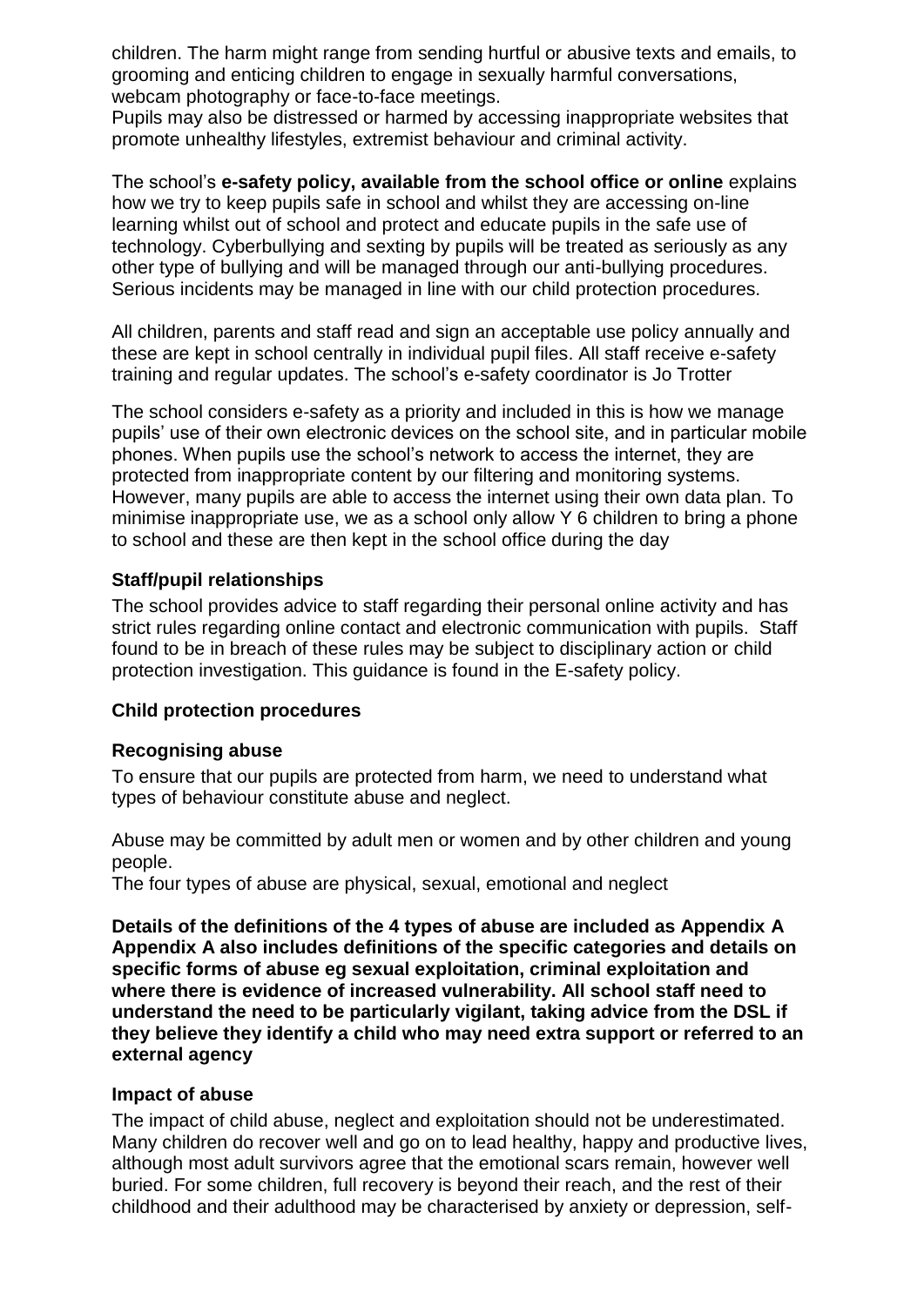children. The harm might range from sending hurtful or abusive texts and emails, to grooming and enticing children to engage in sexually harmful conversations, webcam photography or face-to-face meetings.
Pupils may also be distressed or harmed by accessing inappropriate websites that promote unhealthy lifestyles, extremist behaviour and criminal activity.

The school's **e-safety policy, available from the school office or online** explains how we try to keep pupils safe in school and whilst they are accessing on-line learning whilst out of school and protect and educate pupils in the safe use of technology. Cyberbullying and sexting by pupils will be treated as seriously as any other type of bullying and will be managed through our anti-bullying procedures. Serious incidents may be managed in line with our child protection procedures.

All children, parents and staff read and sign an acceptable use policy annually and these are kept in school centrally in individual pupil files. All staff receive e-safety training and regular updates. The school's e-safety coordinator is Jo Trotter

The school considers e-safety as a priority and included in this is how we manage pupils' use of their own electronic devices on the school site, and in particular mobile phones. When pupils use the school's network to access the internet, they are protected from inappropriate content by our filtering and monitoring systems. However, many pupils are able to access the internet using their own data plan. To minimise inappropriate use, we as a school only allow Y 6 children to bring a phone to school and these are then kept in the school office during the day

### Staff/pupil relationships

The school provides advice to staff regarding their personal online activity and has strict rules regarding online contact and electronic communication with pupils. Staff found to be in breach of these rules may be subject to disciplinary action or child protection investigation. This guidance is found in the E-safety policy.

## Child protection procedures

### Recognising abuse

To ensure that our pupils are protected from harm, we need to understand what types of behaviour constitute abuse and neglect.

Abuse may be committed by adult men or women and by other children and young people.
The four types of abuse are physical, sexual, emotional and neglect

**Details of the definitions of the 4 types of abuse are included as Appendix A Appendix A also includes definitions of the specific categories and details on specific forms of abuse eg sexual exploitation, criminal exploitation and where there is evidence of increased vulnerability. All school staff need to understand the need to be particularly vigilant, taking advice from the DSL if they believe they identify a child who may need extra support or referred to an external agency**

### Impact of abuse

The impact of child abuse, neglect and exploitation should not be underestimated. Many children do recover well and go on to lead healthy, happy and productive lives, although most adult survivors agree that the emotional scars remain, however well buried. For some children, full recovery is beyond their reach, and the rest of their childhood and their adulthood may be characterised by anxiety or depression, self-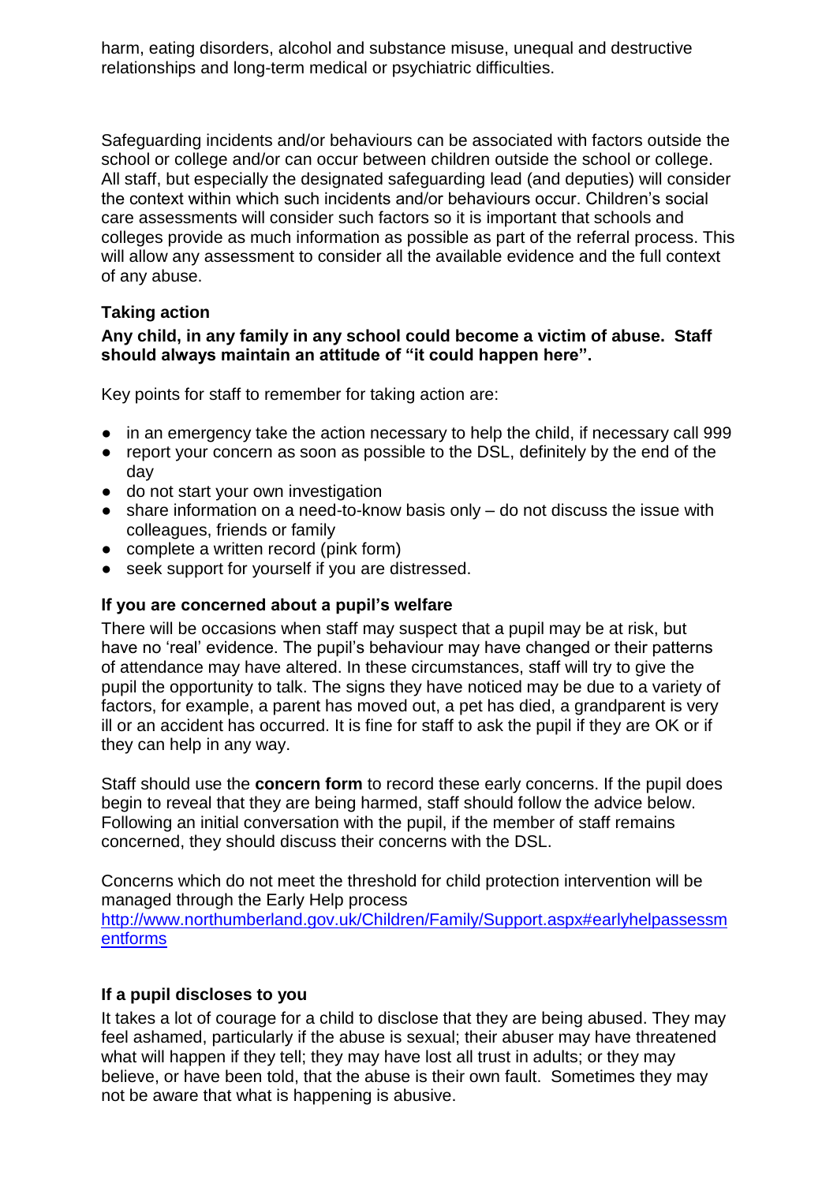harm, eating disorders, alcohol and substance misuse, unequal and destructive relationships and long-term medical or psychiatric difficulties.

Safeguarding incidents and/or behaviours can be associated with factors outside the school or college and/or can occur between children outside the school or college. All staff, but especially the designated safeguarding lead (and deputies) will consider the context within which such incidents and/or behaviours occur. Children's social care assessments will consider such factors so it is important that schools and colleges provide as much information as possible as part of the referral process. This will allow any assessment to consider all the available evidence and the full context of any abuse.

### Taking action

**Any child, in any family in any school could become a victim of abuse. Staff should always maintain an attitude of "it could happen here".**

Key points for staff to remember for taking action are:

- in an emergency take the action necessary to help the child, if necessary call 999
- report your concern as soon as possible to the DSL, definitely by the end of the day
- do not start your own investigation
- share information on a need-to-know basis only – do not discuss the issue with colleagues, friends or family
- complete a written record (pink form)
- seek support for yourself if you are distressed.

### If you are concerned about a pupil's welfare

There will be occasions when staff may suspect that a pupil may be at risk, but have no 'real' evidence. The pupil's behaviour may have changed or their patterns of attendance may have altered. In these circumstances, staff will try to give the pupil the opportunity to talk. The signs they have noticed may be due to a variety of factors, for example, a parent has moved out, a pet has died, a grandparent is very ill or an accident has occurred. It is fine for staff to ask the pupil if they are OK or if they can help in any way.

Staff should use the **concern form** to record these early concerns. If the pupil does begin to reveal that they are being harmed, staff should follow the advice below. Following an initial conversation with the pupil, if the member of staff remains concerned, they should discuss their concerns with the DSL.

Concerns which do not meet the threshold for child protection intervention will be managed through the Early Help process
[http://www.northumberland.gov.uk/Children/Family/Support.aspx#earlyhelpassessmentforms](http://www.northumberland.gov.uk/Children/Family/Support.aspx#earlyhelpassessmentforms)

### If a pupil discloses to you

It takes a lot of courage for a child to disclose that they are being abused. They may feel ashamed, particularly if the abuse is sexual; their abuser may have threatened what will happen if they tell; they may have lost all trust in adults; or they may believe, or have been told, that the abuse is their own fault. Sometimes they may not be aware that what is happening is abusive.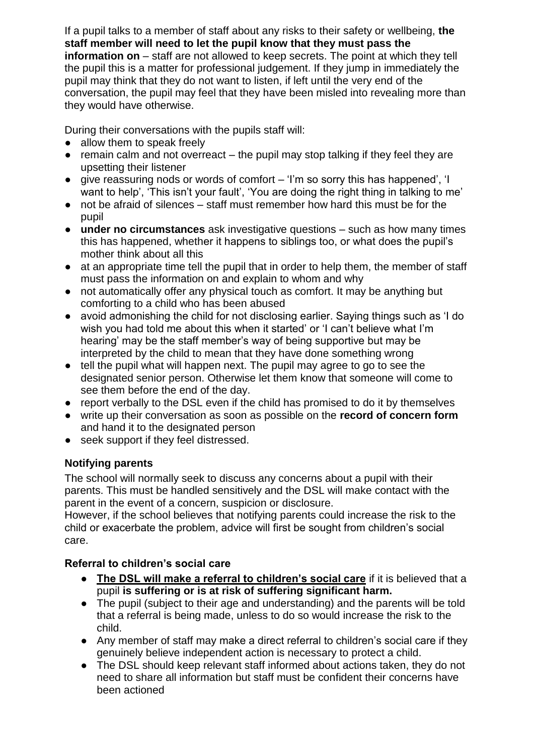If a pupil talks to a member of staff about any risks to their safety or wellbeing, **the staff member will need to let the pupil know that they must pass the information on** – staff are not allowed to keep secrets. The point at which they tell the pupil this is a matter for professional judgement. If they jump in immediately the pupil may think that they do not want to listen, if left until the very end of the conversation, the pupil may feel that they have been misled into revealing more than they would have otherwise.

During their conversations with the pupils staff will:

- allow them to speak freely
- remain calm and not overreact – the pupil may stop talking if they feel they are upsetting their listener
- give reassuring nods or words of comfort – 'I'm so sorry this has happened', 'I want to help', 'This isn't your fault', 'You are doing the right thing in talking to me'
- not be afraid of silences – staff must remember how hard this must be for the pupil
- **under no circumstances** ask investigative questions – such as how many times this has happened, whether it happens to siblings too, or what does the pupil's mother think about all this
- at an appropriate time tell the pupil that in order to help them, the member of staff must pass the information on and explain to whom and why
- not automatically offer any physical touch as comfort. It may be anything but comforting to a child who has been abused
- avoid admonishing the child for not disclosing earlier. Saying things such as 'I do wish you had told me about this when it started' or 'I can't believe what I'm hearing' may be the staff member's way of being supportive but may be interpreted by the child to mean that they have done something wrong
- tell the pupil what will happen next. The pupil may agree to go to see the designated senior person. Otherwise let them know that someone will come to see them before the end of the day.
- report verbally to the DSL even if the child has promised to do it by themselves
- write up their conversation as soon as possible on the **record of concern form** and hand it to the designated person
- seek support if they feel distressed.

### Notifying parents

The school will normally seek to discuss any concerns about a pupil with their parents. This must be handled sensitively and the DSL will make contact with the parent in the event of a concern, suspicion or disclosure.
However, if the school believes that notifying parents could increase the risk to the child or exacerbate the problem, advice will first be sought from children's social care.

### Referral to children's social care

- **The DSL will make a referral to children's social care** if it is believed that a pupil **is suffering or is at risk of suffering significant harm.**
- The pupil (subject to their age and understanding) and the parents will be told that a referral is being made, unless to do so would increase the risk to the child.
- Any member of staff may make a direct referral to children's social care if they genuinely believe independent action is necessary to protect a child.
- The DSL should keep relevant staff informed about actions taken, they do not need to share all information but staff must be confident their concerns have been actioned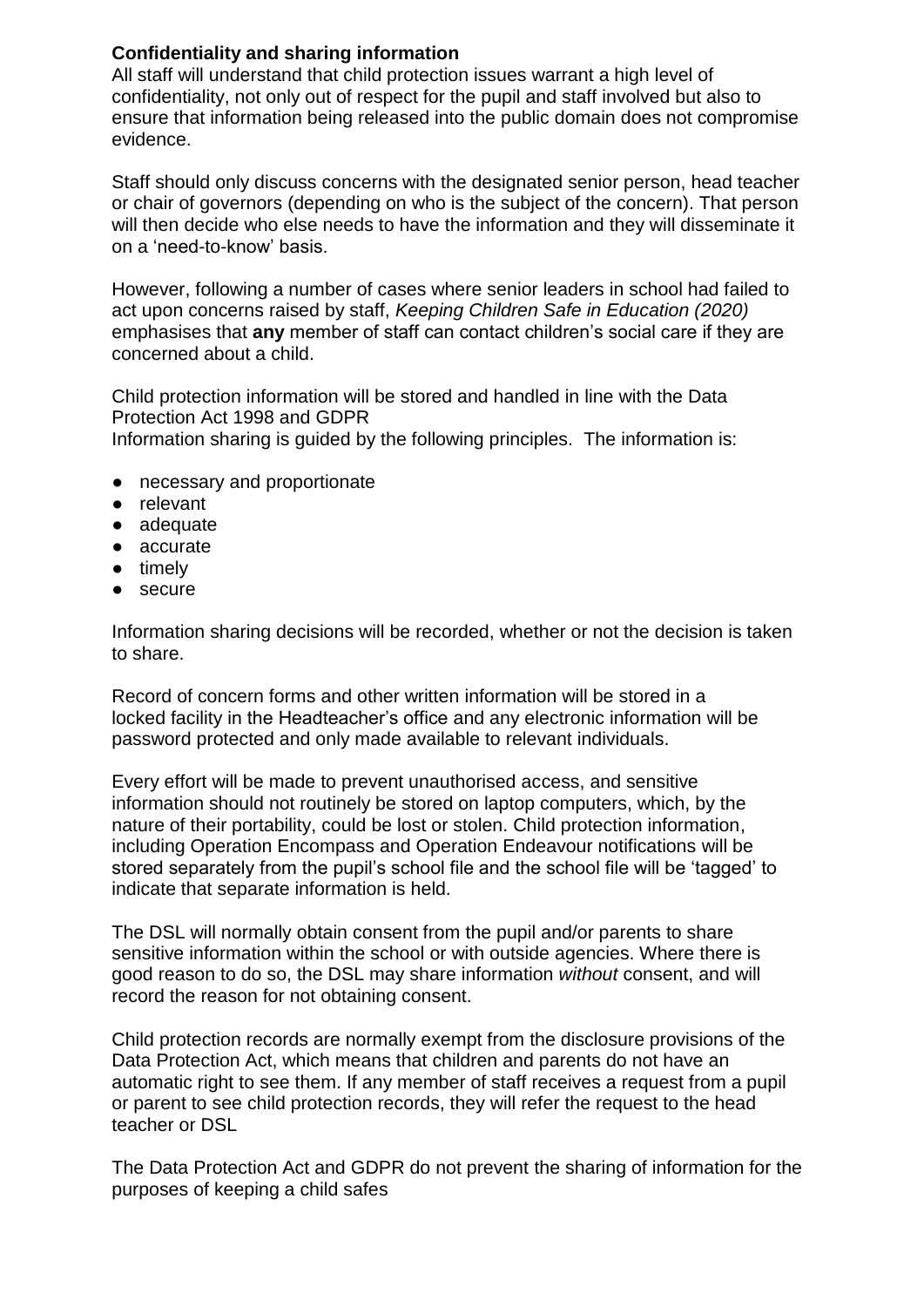**Confidentiality and sharing information**

All staff will understand that child protection issues warrant a high level of confidentiality, not only out of respect for the pupil and staff involved but also to ensure that information being released into the public domain does not compromise evidence.

Staff should only discuss concerns with the designated senior person, head teacher or chair of governors (depending on who is the subject of the concern). That person will then decide who else needs to have the information and they will disseminate it on a 'need-to-know' basis.

However, following a number of cases where senior leaders in school had failed to act upon concerns raised by staff, *Keeping Children Safe in Education (2020)* emphasises that **any** member of staff can contact children's social care if they are concerned about a child.

Child protection information will be stored and handled in line with the Data Protection Act 1998 and GDPR
Information sharing is guided by the following principles. The information is:

- necessary and proportionate
- relevant
- adequate
- accurate
- timely
- secure

Information sharing decisions will be recorded, whether or not the decision is taken to share.

Record of concern forms and other written information will be stored in a locked facility in the Headteacher's office and any electronic information will be password protected and only made available to relevant individuals.

Every effort will be made to prevent unauthorised access, and sensitive information should not routinely be stored on laptop computers, which, by the nature of their portability, could be lost or stolen. Child protection information, including Operation Encompass and Operation Endeavour notifications will be stored separately from the pupil's school file and the school file will be 'tagged' to indicate that separate information is held.

The DSL will normally obtain consent from the pupil and/or parents to share sensitive information within the school or with outside agencies. Where there is good reason to do so, the DSL may share information *without* consent, and will record the reason for not obtaining consent.

Child protection records are normally exempt from the disclosure provisions of the Data Protection Act, which means that children and parents do not have an automatic right to see them. If any member of staff receives a request from a pupil or parent to see child protection records, they will refer the request to the head teacher or DSL

The Data Protection Act and GDPR do not prevent the sharing of information for the purposes of keeping a child safes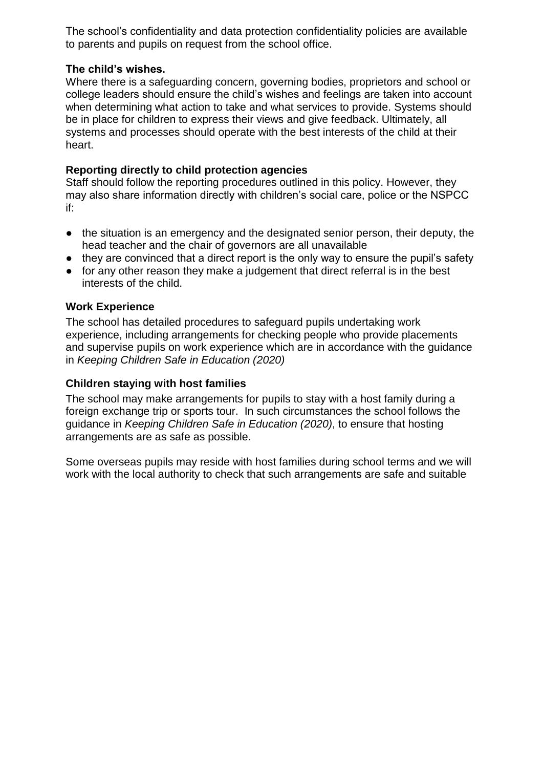The school's confidentiality and data protection confidentiality policies are available to parents and pupils on request from the school office.

**The child's wishes.**

Where there is a safeguarding concern, governing bodies, proprietors and school or college leaders should ensure the child's wishes and feelings are taken into account when determining what action to take and what services to provide. Systems should be in place for children to express their views and give feedback. Ultimately, all systems and processes should operate with the best interests of the child at their heart.

**Reporting directly to child protection agencies**

Staff should follow the reporting procedures outlined in this policy. However, they may also share information directly with children's social care, police or the NSPCC if:

- the situation is an emergency and the designated senior person, their deputy, the head teacher and the chair of governors are all unavailable
- they are convinced that a direct report is the only way to ensure the pupil's safety
- for any other reason they make a judgement that direct referral is in the best interests of the child.

**Work Experience**

The school has detailed procedures to safeguard pupils undertaking work experience, including arrangements for checking people who provide placements and supervise pupils on work experience which are in accordance with the guidance in *Keeping Children Safe in Education (2020)*

**Children staying with host families**

The school may make arrangements for pupils to stay with a host family during a foreign exchange trip or sports tour. In such circumstances the school follows the guidance in *Keeping Children Safe in Education (2020)*, to ensure that hosting arrangements are as safe as possible.

Some overseas pupils may reside with host families during school terms and we will work with the local authority to check that such arrangements are safe and suitable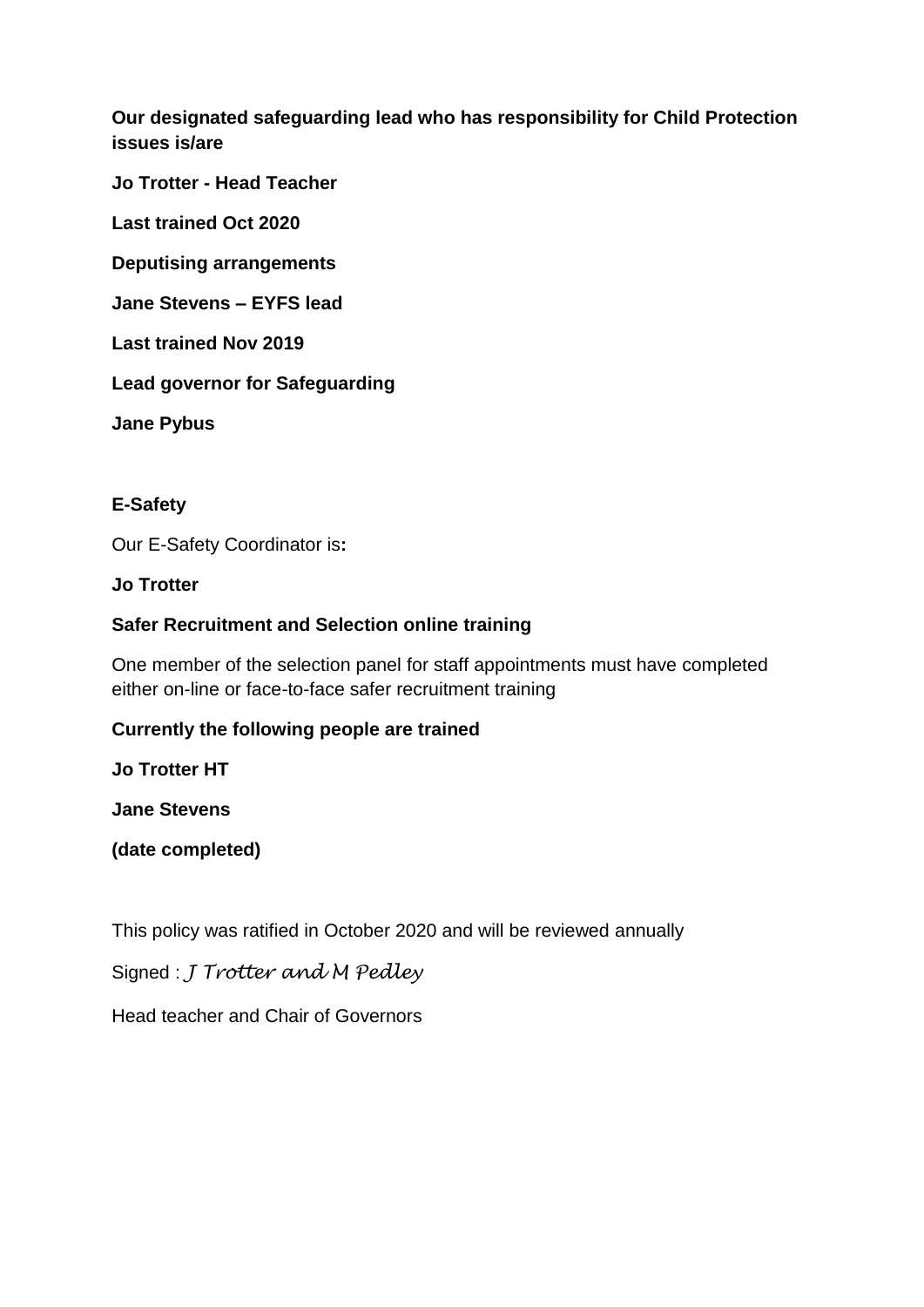**Our designated safeguarding lead who has responsibility for Child Protection issues is/are**

**Jo Trotter - Head Teacher**

**Last trained Oct 2020**

**Deputising arrangements**

**Jane Stevens – EYFS lead**

**Last trained Nov 2019**

**Lead governor for Safeguarding**

**Jane Pybus**

**E-Safety**

Our E-Safety Coordinator is**:**

**Jo Trotter**

**Safer Recruitment and Selection online training**

One member of the selection panel for staff appointments must have completed either on-line or face-to-face safer recruitment training

**Currently the following people are trained**

**Jo Trotter HT**

**Jane Stevens**

**(date completed)**

This policy was ratified in October 2020 and will be reviewed annually

Signed : *J Trotter and M Pedley*

Head teacher and Chair of Governors